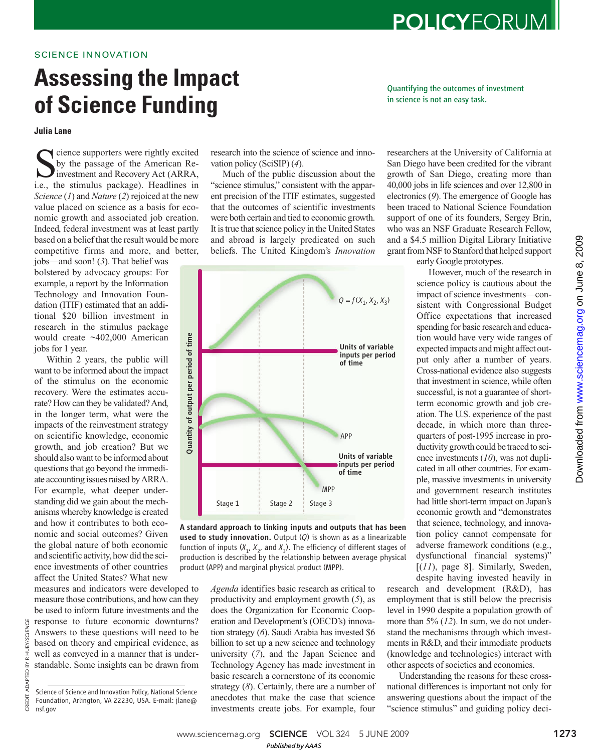SCIENCE INNOVATION

# Assessing the Impact of Science Funding

Quantifying the outcomes of investment in science is not an easy task.

**Julia Lane**

Science supporters were rightly excited by the passage of the American Reinvestment and Recovery Act (ARRA, i.e., the stimulus package). Headlines in *Science* (*1*) and *Nature* (*2*) rejoiced at the new value placed on science as a basis for economic growth and associated job creation. Indeed, federal investment was at least partly based on a belief that the result would be more competitive firms and more, and better, jobs—and soon! (*3*). That belief was bolstered by advocacy groups: For example, a report by the Information Technology and Innovation Foundation (ITIF) estimated that an additional \$20 billion investment in research in the stimulus package would create ~402,000 American jobs for 1 year.

Within 2 years, the public will want to be informed about the impact of the stimulus on the economic recovery. Were the estimates accurate? How can they be validated? And, in the longer term, what were the impacts of the reinvestment strategy on scientific knowledge, economic growth, and job creation? But we should also want to be informed about questions that go beyond the immediate accounting issues raised by ARRA. For example, what deeper understanding did we gain about the mechanisms whereby knowledge is created and how it contributes to both economic and social outcomes? Given the global nature of both economic and scientific activity, how did the science investments of other countries affect the United States? What new measures and indicators were developed to measure those contributions, and how can they be used to inform future investments and the response to future economic downturns? Answers to these questions will need to be based on theory and empirical evidence, as well as conveyed in a manner that is understandable. Some insights can be drawn from research into the science of science and innovation policy (SciSIP) (*4*).

Much of the public discussion about the "science stimulus," consistent with the apparent precision of the ITIF estimates, suggested that the outcomes of scientific investments were both certain and tied to economic growth. It is true that science policy in the United States and abroad is largely predicated on such beliefs. The United Kingdom's *Innovation Agenda* identifies basic research as critical to productivity and employment growth (*5*), as does the Organization for Economic Cooperation and Development's (OECD's) innovation strategy (*6*). Saudi Arabia has invested \$6 billion to set up a new science and technology university (*7*), and the Japan Science and Technology Agency has made investment in basic research a cornerstone of its economic strategy (*8*). Certainly, there are a number of anecdotes that make the case that science investments create jobs. For example, four researchers at the University of California at San Diego have been credited for the vibrant growth of San Diego, creating more than 40,000 jobs in life sciences and over 12,800 in electronics (*9*). The emergence of Google has been traced to National Science Foundation support of one of its founders, Sergey Brin, who was an NSF Graduate Research Fellow, and a \$4.5 million Digital Library Initiative grant from NSF to Stanford that helped support early Google prototypes.

**A standard approach to linking inputs and outputs that has been used to study innovation.** Output ($Q$) is shown as as a linearizable function of inputs ($X_1$, $X_2$, and $X_3$). The efficiency of different stages of production is described by the relationship between average physical product (APP) and marginal physical product (MPP).

However, much of the research in science policy is cautious about the impact of science investments—consistent with Congressional Budget Office expectations that increased spending for basic research and education would have very wide ranges of expected impacts and might affect output only after a number of years. Cross-national evidence also suggests that investment in science, while often successful, is not a guarantee of short-term economic growth and job creation. The U.S. experience of the past decade, in which more than three-quarters of post-1995 increase in productivity growth could be traced to science investments (*10*), was not duplicated in all other countries. For example, massive investments in university and government research institutes had little short-term impact on Japan's economic growth and "demonstrates that science, technology, and innovation policy cannot compensate for adverse framework conditions (e.g., dysfunctional financial systems)" [(*11*), page 8]. Similarly, Sweden, despite having invested heavily in research and development (R&D), has employment that is still below the precrisis level in 1990 despite a population growth of more than 5% (*12*). In sum, we do not understand the mechanisms through which investments in R&D, and their immediate products (knowledge and technologies) interact with other aspects of societies and economies.

Understanding the reasons for these cross-national differences is important not only for answering questions about the impact of the "science stimulus" and guiding policy deci-

Science of Science and Innovation Policy, National Science Foundation, Arlington, VA 22230, USA. E-mail: jlane@nsf.gov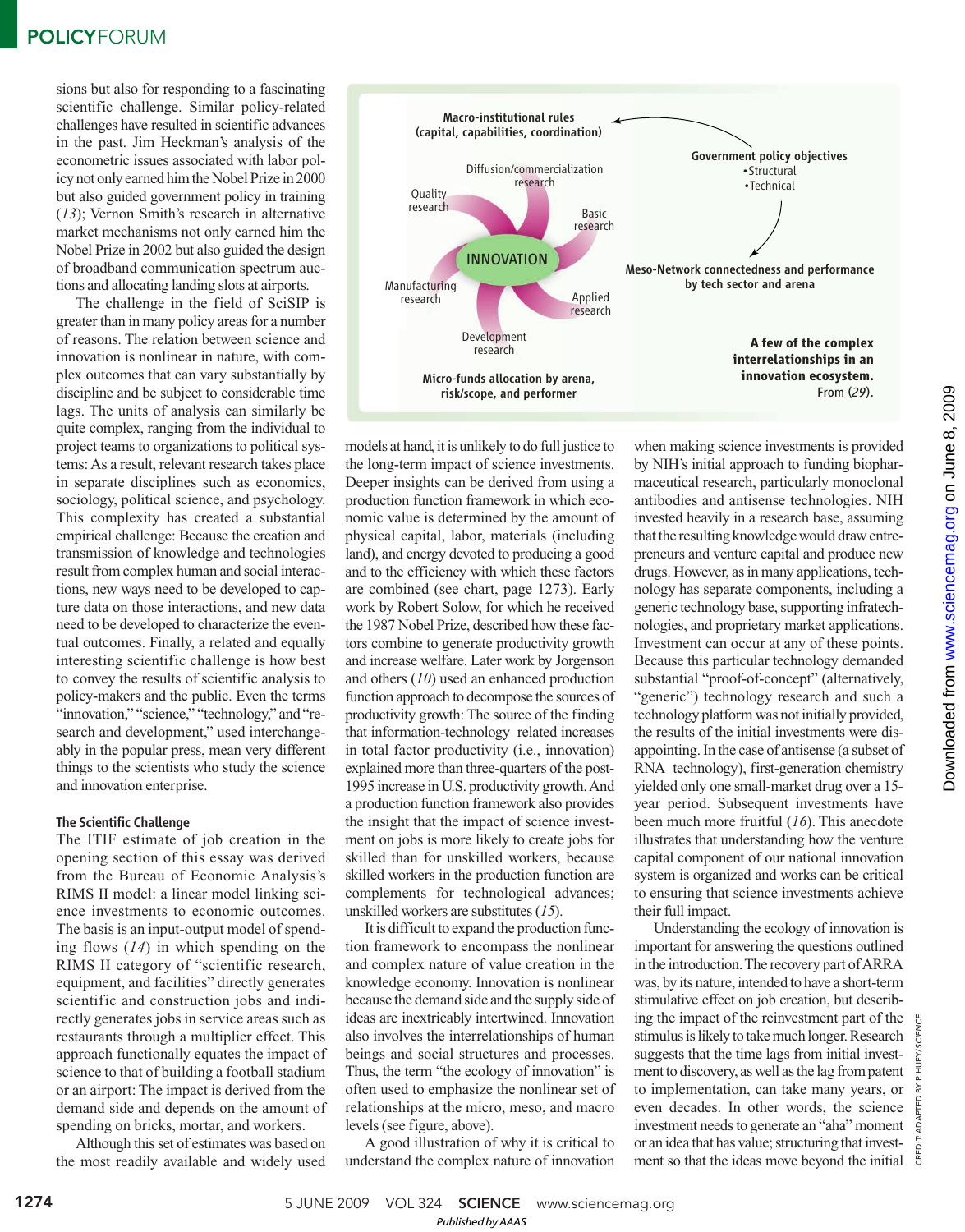sions but also for responding to a fascinating scientific challenge. Similar policy-related challenges have resulted in scientific advances in the past. Jim Heckman's analysis of the econometric issues associated with labor policy not only earned him the Nobel Prize in 2000 but also guided government policy in training (13); Vernon Smith's research in alternative market mechanisms not only earned him the Nobel Prize in 2002 but also guided the design of broadband communication spectrum auctions and allocating landing slots at airports.

The challenge in the field of SciSIP is greater than in many policy areas for a number of reasons. The relation between science and innovation is nonlinear in nature, with complex outcomes that can vary substantially by discipline and be subject to considerable time lags. The units of analysis can similarly be quite complex, ranging from the individual to project teams to organizations to political systems: As a result, relevant research takes place in separate disciplines such as economics, sociology, political science, and psychology. This complexity has created a substantial empirical challenge: Because the creation and transmission of knowledge and technologies result from complex human and social interactions, new ways need to be developed to capture data on those interactions, and new data need to be developed to characterize the eventual outcomes. Finally, a related and equally interesting scientific challenge is how best to convey the results of scientific analysis to policy-makers and the public. Even the terms "innovation," "science," "technology," and "research and development," used interchangeably in the popular press, mean very different things to the scientists who study the science and innovation enterprise.

Macro-institutional rules (capital, capabilities, coordination)

Government policy objectives
- Structural
- Technical

Meso-Network connectedness and performance by tech sector and arena

Micro-funds allocation by arena, risk/scope, and performer

Diffusion/commercialization research; Quality research; Basic research; INNOVATION; Manufacturing research; Applied research; Development research

**A few of the complex interrelationships in an innovation ecosystem.** From (29).

### The Scientific Challenge

The ITIF estimate of job creation in the opening section of this essay was derived from the Bureau of Economic Analysis's RIMS II model: a linear model linking science investments to economic outcomes. The basis is an input-output model of spending flows (14) in which spending on the RIMS II category of "scientific research, equipment, and facilities" directly generates scientific and construction jobs and indirectly generates jobs in service areas such as restaurants through a multiplier effect. This approach functionally equates the impact of science to that of building a football stadium or an airport: The impact is derived from the demand side and depends on the amount of spending on bricks, mortar, and workers.

Although this set of estimates was based on the most readily available and widely used models at hand, it is unlikely to do full justice to the long-term impact of science investments. Deeper insights can be derived from using a production function framework in which economic value is determined by the amount of physical capital, labor, materials (including land), and energy devoted to producing a good and to the efficiency with which these factors are combined (see chart, page 1273). Early work by Robert Solow, for which he received the 1987 Nobel Prize, described how these factors combine to generate productivity growth and increase welfare. Later work by Jorgenson and others (10) used an enhanced production function approach to decompose the sources of productivity growth: The source of the finding that information-technology–related increases in total factor productivity (i.e., innovation) explained more than three-quarters of the post-1995 increase in U.S. productivity growth. And a production function framework also provides the insight that the impact of science investment on jobs is more likely to create jobs for skilled than for unskilled workers, because skilled workers in the production function are complements for technological advances; unskilled workers are substitutes (15).

It is difficult to expand the production function framework to encompass the nonlinear and complex nature of value creation in the knowledge economy. Innovation is nonlinear because the demand side and the supply side of ideas are inextricably intertwined. Innovation also involves the interrelationships of human beings and social structures and processes. Thus, the term "the ecology of innovation" is often used to emphasize the nonlinear set of relationships at the micro, meso, and macro levels (see figure, above).

A good illustration of why it is critical to understand the complex nature of innovation when making science investments is provided by NIH's initial approach to funding biopharmaceutical research, particularly monoclonal antibodies and antisense technologies. NIH invested heavily in a research base, assuming that the resulting knowledge would draw entrepreneurs and venture capital and produce new drugs. However, as in many applications, technology has separate components, including a generic technology base, supporting infratechnologies, and proprietary market applications. Investment can occur at any of these points. Because this particular technology demanded substantial "proof-of-concept" (alternatively, "generic") technology research and such a technology platform was not initially provided, the results of the initial investments were disappointing. In the case of antisense (a subset of RNA technology), first-generation chemistry yielded only one small-market drug over a 15-year period. Subsequent investments have been much more fruitful (16). This anecdote illustrates that understanding how the venture capital component of our national innovation system is organized and works can be critical to ensuring that science investments achieve their full impact.

Understanding the ecology of innovation is important for answering the questions outlined in the introduction. The recovery part of ARRA was, by its nature, intended to have a short-term stimulative effect on job creation, but describing the impact of the reinvestment part of the stimulus is likely to take much longer. Research suggests that the time lags from initial investment to discovery, as well as the lag from patent to implementation, can take many years, or even decades. In other words, the science investment needs to generate an "aha" moment or an idea that has value; structuring that investment so that the ideas move beyond the initial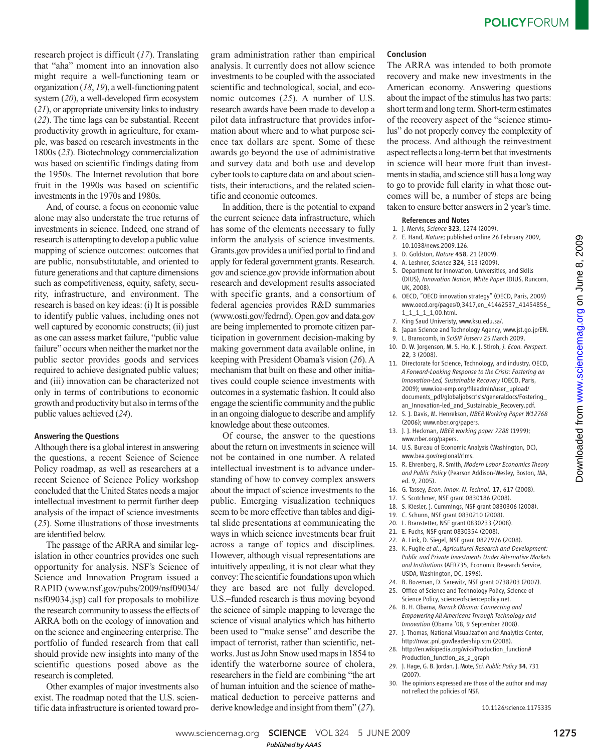research project is difficult (*17*). Translating that "aha" moment into an innovation also might require a well-functioning team or organization (*18*, *19*), a well-functioning patent system (*20*), a well-developed firm ecosystem (*21*), or appropriate university links to industry (*22*). The time lags can be substantial. Recent productivity growth in agriculture, for example, was based on research investments in the 1800s (*23*). Biotechnology commercialization was based on scientific findings dating from the 1950s. The Internet revolution that bore fruit in the 1990s was based on scientific investments in the 1970s and 1980s.

And, of course, a focus on economic value alone may also understate the true returns of investments in science. Indeed, one strand of research is attempting to develop a public value mapping of science outcomes: outcomes that are public, nonsubstitutable, and oriented to future generations and that capture dimensions such as competitiveness, equity, safety, security, infrastructure, and environment. The research is based on key ideas: (i) It is possible to identify public values, including ones not well captured by economic constructs; (ii) just as one can assess market failure, "public value failure" occurs when neither the market nor the public sector provides goods and services required to achieve designated public values; and (iii) innovation can be characterized not only in terms of contributions to economic growth and productivity but also in terms of the public values achieved (*24*).

### Answering the Questions

Although there is a global interest in answering the questions, a recent Science of Science Policy roadmap, as well as researchers at a recent Science of Science Policy workshop concluded that the United States needs a major intellectual investment to permit further deep analysis of the impact of science investments (*25*). Some illustrations of those investments are identified below.

The passage of the ARRA and similar legislation in other countries provides one such opportunity for analysis. NSF's Science of Science and Innovation Program issued a RAPID (www.nsf.gov/pubs/2009/nsf09034/nsf09034.jsp) call for proposals to mobilize the research community to assess the effects of ARRA both on the ecology of innovation and on the science and engineering enterprise. The portfolio of funded research from that call should provide new insights into many of the scientific questions posed above as the research is completed.

Other examples of major investments also exist. The roadmap noted that the U.S. scientific data infrastructure is oriented toward program administration rather than empirical analysis. It currently does not allow science investments to be coupled with the associated scientific and technological, social, and economic outcomes (*25*). A number of U.S. research awards have been made to develop a pilot data infrastructure that provides information about where and to what purpose science tax dollars are spent. Some of these awards go beyond the use of administrative and survey data and both use and develop cyber tools to capture data on and about scientists, their interactions, and the related scientific and economic outcomes.

In addition, there is the potential to expand the current science data infrastructure, which has some of the elements necessary to fully inform the analysis of science investments. Grants.gov provides a unified portal to find and apply for federal government grants. Research.gov and science.gov provide information about research and development results associated with specific grants, and a consortium of federal agencies provides R&D summaries (www.osti.gov/fedrnd). Open.gov and data.gov are being implemented to promote citizen participation in government decision-making by making government data available online, in keeping with President Obama's vision (*26*). A mechanism that built on these and other initiatives could couple science investments with outcomes in a systematic fashion. It could also engage the scientific community and the public in an ongoing dialogue to describe and amplify knowledge about these outcomes.

Of course, the answer to the questions about the return on investments in science will not be contained in one number. A related intellectual investment is to advance understanding of how to convey complex answers about the impact of science investments to the public. Emerging visualization techniques seem to be more effective than tables and digital slide presentations at communicating the ways in which science investments bear fruit across a range of topics and disciplines. However, although visual representations are intuitively appealing, it is not clear what they convey: The scientific foundations upon which they are based are not fully developed. U.S.–funded research is thus moving beyond the science of simple mapping to leverage the science of visual analytics which has hitherto been used to "make sense" and describe the impact of terrorist, rather than scientific, networks. Just as John Snow used maps in 1854 to identify the waterborne source of cholera, researchers in the field are combining "the art of human intuition and the science of mathematical deduction to perceive patterns and derive knowledge and insight from them" (*27*).

### Conclusion

The ARRA was intended to both promote recovery and make new investments in the American economy. Answering questions about the impact of the stimulus has two parts: short term and long term. Short-term estimates of the recovery aspect of the "science stimulus" do not properly convey the complexity of the process. And although the reinvestment aspect reflects a long-term bet that investments in science will bear more fruit than investments in stadia, and science still has a long way to go to provide full clarity in what those outcomes will be, a number of steps are being taken to ensure better answers in 2 year's time.

### References and Notes

1. J. Mervis, *Science* **323**, 1274 (2009).
2. E. Hand, *Nature*; published online 26 February 2009, 10.1038/news.2009.126.
3. D. Goldston, *Nature* **458**, 21 (2009).
4. A. Leshner, *Science* **324**, 313 (2009).
5. Department for Innovation, Universities, and Skills (DIUS), *Innovation Nation*, *White Paper* (DIUS, Runcorn, UK, 2008).
6. OECD, "OECD innovation strategy" (OECD, Paris, 2009) www.oecd.org/pages/0,3417,en_41462537_41454856_1_1_1_1_1,00.html.
7. King Saud Univeristy, www.ksu.edu.sa/.
8. Japan Science and Technology Agency, www.jst.go.jp/EN.
9. L. Branscomb, in *SciSIP listserv* 25 March 2009.
10. D. W. Jorgenson, M. S. Ho, K. J. Stiroh, *J. Econ. Perspect.* **22**, 3 (2008).
11. Directorate for Science, Technology, and industry, OECD, *A Forward-Looking Response to the Crisis: Fostering an Innovation-Led, Sustainable Recovery* (OECD, Paris, 2009); www.ioe-emp.org/fileadmin/user_upload/documents_pdf/globaljobscrisis/generaldocs/Fostering_an_Innovation-led_and_Sustainable_Recovery.pdf.
12. S. J. Davis, M. Henrekson, *NBER Working Paper W12768* (2006); www.nber.org/papers.
13. J. J. Heckman, *NBER working paper 7288* (1999); www.nber.org/papers.
14. U.S. Bureau of Economic Analysis (Washington, DC), www.bea.gov/regional/rims.
15. R. Ehrenberg, R. Smith, *Modern Labor Economics Theory and Public Policy* (Pearson Addison-Wesley, Boston, MA, ed. 9, 2005).
16. G. Tassey, *Econ. Innov. N. Technol.* **17**, 617 (2008).
17. S. Scotchmer, NSF grant 0830186 (2008).
18. S. Kiesler, J. Cummings, NSF grant 0830306 (2008).
19. C. Schunn, NSF grant 0830210 (2008).
20. L. Branstetter, NSF grant 0830233 (2008).
21. E. Fuchs, NSF grant 0830354 (2008).
22. A. Link, D. Siegel, NSF grant 0827976 (2008).
23. K. Fuglie *et al.*, *Agricultural Research and Development: Public and Private Investments Under Alternative Markets and Institutions* (AER735, Economic Research Service, USDA, Washington, DC, 1996).
24. B. Bozeman, D. Sarewitz, NSF grant 0738203 (2007).
25. Office of Science and Technology Policy, Science of Science Policy, scienceofsciencepolicy.net.
26. B. H. Obama, *Barack Obama: Connecting and Empowering All Americans Through Technology and Innovation* (Obama '08, 9 September 2008).
27. J. Thomas, National Visualization and Analytics Center, http://nvac.pnl.gov/leadership.stm (2008).
28. http://en.wikipedia.org/wiki/Production_function#Production_function_as_a_graph
29. J. Hage, G. B. Jordan, J. Mote, *Sci. Public Policy* **34**, 731 (2007).
30. The opinions expressed are those of the author and may not reflect the policies of NSF.

10.1126/science.1175335